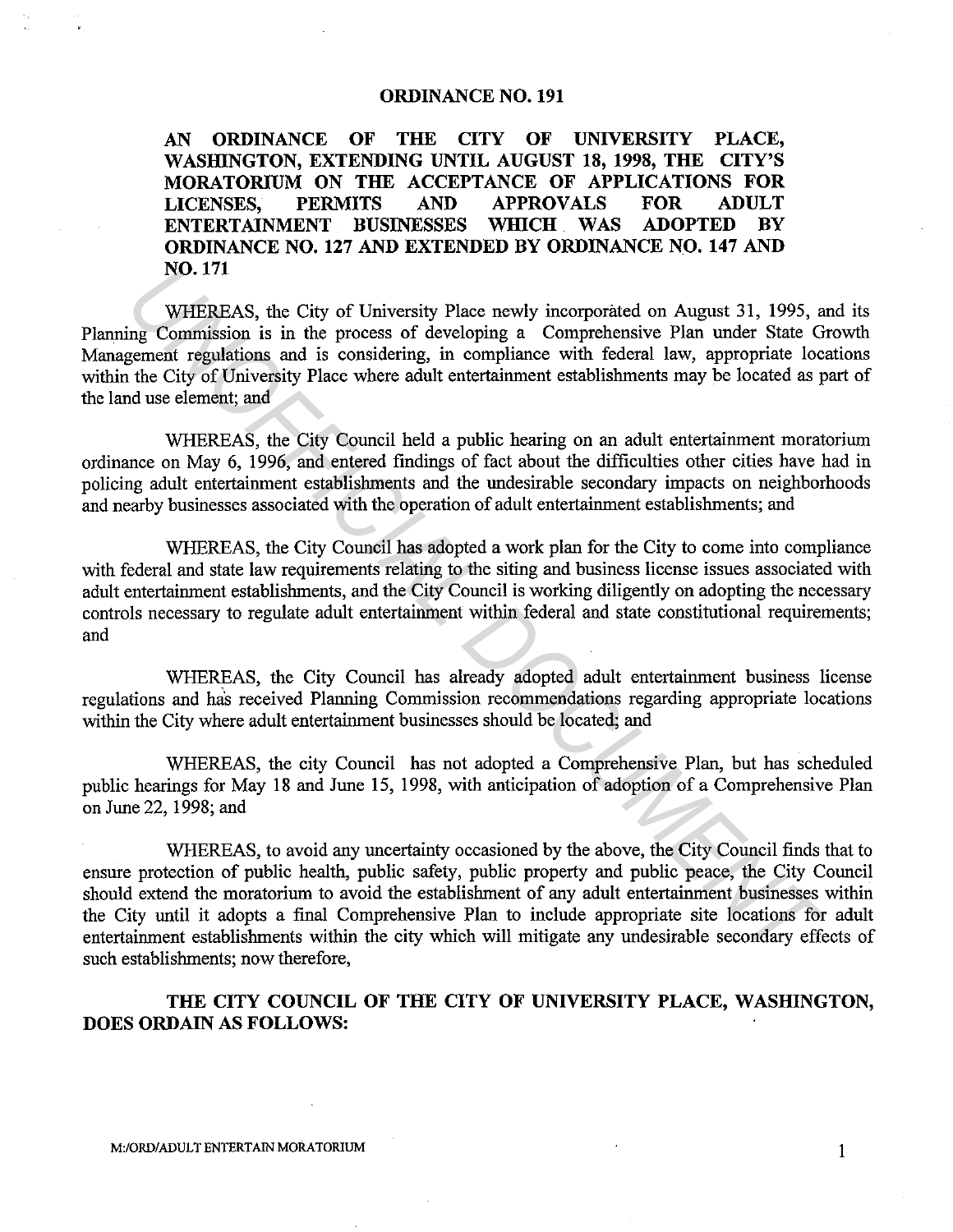# ORDINANCE NO. 191

**AN ORDINANCE OF THE CITY OF UNIVERSITY PLACE, WASHINGTON, EXTENDING UNTIL AUGUST 18, 1998, THE CITY'S MORATORIUM ON THE ACCEPTANCE OF APPLICATIONS FOR LICENSES, PERMITS AND APPROVALS FOR ADULT ENTERTAINMENT BUSINESSES WHICH WAS ADOPTED BY ORDINANCE NO. 127 AND EXTENDED BY ORDINANCE NO. 147 AND NO. 171**

WHEREAS, the City of University Place newly incorporated on August 31, 1995, and its Planning Commission is in the process of developing a Comprehensive Plan under State Growth Management regulations and is considering, in compliance with federal law, appropriate locations within the City of University Place where adult entertainment establishments may be located as part of the land use element; and

WHEREAS, the City Council held a public hearing on an adult entertainment moratorium ordinance on May 6, 1996, and entered findings of fact about the difficulties other cities have had in policing adult entertainment establishments and the undesirable secondary impacts on neighborhoods and nearby businesses associated with the operation of adult entertainment establishments; and

WHEREAS, the City Council has adopted a work plan for the City to come into compliance with federal and state law requirements relating to the siting and business license issues associated with adult entertainment establishments, and the City Council is working diligently on adopting the necessary controls necessary to regulate adult entertainment within federal and state constitutional requirements; and

WHEREAS, the City Council has already adopted adult entertainment business license regulations and has received Planning Commission recommendations regarding appropriate locations within the City where adult entertainment businesses should be located; and

WHEREAS, the city Council has not adopted a Comprehensive Plan, but has scheduled public hearings for May 18 and June 15, 1998, with anticipation of adoption of a Comprehensive Plan on June 22, 1998; and

WHEREAS, to avoid any uncertainty occasioned by the above, the City Council finds that to ensure protection of public health, public safety, public property and public peace, the City Council should extend the moratorium to avoid the establishment of any adult entertainment businesses within the City until it adopts a final Comprehensive Plan to include appropriate site locations for adult entertainment establishments within the city which will mitigate any undesirable secondary effects of such establishments; now therefore,

**THE CITY COUNCIL OF THE CITY OF UNIVERSITY PLACE, WASHINGTON, DOES ORDAIN AS FOLLOWS:**

M:/ORD/ADULT ENTERTAIN MORATORIUM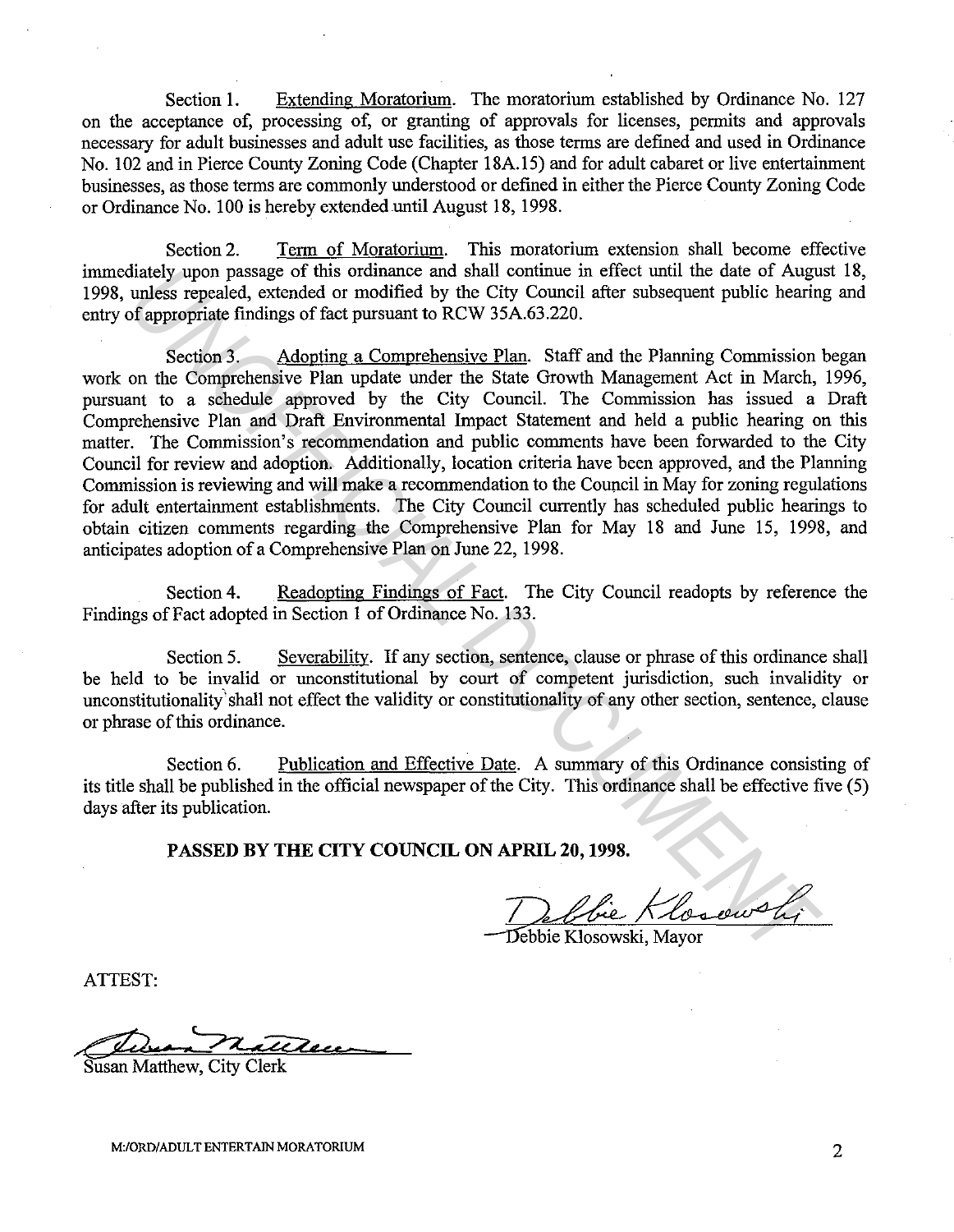Section 1. Extending Moratorium. The moratorium established by Ordinance No. 127 on the acceptance of, processing of, or granting of approvals for licenses, permits and approvals necessary for adult businesses and adult use facilities, as those terms are defined and used in Ordinance No. 102 and in Pierce County Zoning Code (Chapter 18A.15) and for adult cabaret or live entertainment businesses, as those terms are commonly understood or defined in either the Pierce County Zoning Code or Ordinance No. 100 is hereby extended until August 18, 1998.

Section 2. Term of Moratorium. This moratorium extension shall become effective immediately upon passage of this ordinance and shall continue in effect until the date of August 18, 1998, unless repealed, extended or modified by the City Council after subsequent public hearing and entry of appropriate findings of fact pursuant to RCW 35A.63.220.

Section 3. Adopting a Comprehensive Plan. Staff and the Planning Commission began work on the Comprehensive Plan update under the State Growth Management Act in March, 1996, pursuant to a schedule approved by the City Council. The Commission has issued a Draft Comprehensive Plan and Draft Environmental Impact Statement and held a public hearing on this matter. The Commission's recommendation and public comments have been forwarded to the City Council for review and adoption. Additionally, location criteria have been approved, and the Planning Commission is reviewing and will make a recommendation to the Council in May for zoning regulations for adult entertainment establishments. The City Council currently has scheduled public hearings to obtain citizen comments regarding the Comprehensive Plan for May 18 and June 15, 1998, and anticipates adoption of a Comprehensive Plan on June 22, 1998.

Section 4. Readopting Findings of Fact. The City Council readopts by reference the Findings of Fact adopted in Section 1 of Ordinance No. 133.

Section 5. Severability. If any section, sentence, clause or phrase of this ordinance shall be held to be invalid or unconstitutional by court of competent jurisdiction, such invalidity or unconstitutionality shall not effect the validity or constitutionality of any other section, sentence, clause or phrase of this ordinance.

Section 6. Publication and Effective Date. A summary of this Ordinance consisting of its title shall be published in the official newspaper of the City. This ordinance shall be effective five (5) days after its publication.

**PASSED BY THE CITY COUNCIL ON APRIL 20, 1998.**

Debbie Klosowski

Debbie Klosowski, Mayor

ATTEST:

Susan Matthew

Susan Matthew, City Clerk

M:/ORD/ADULT ENTERTAIN MORATORIUM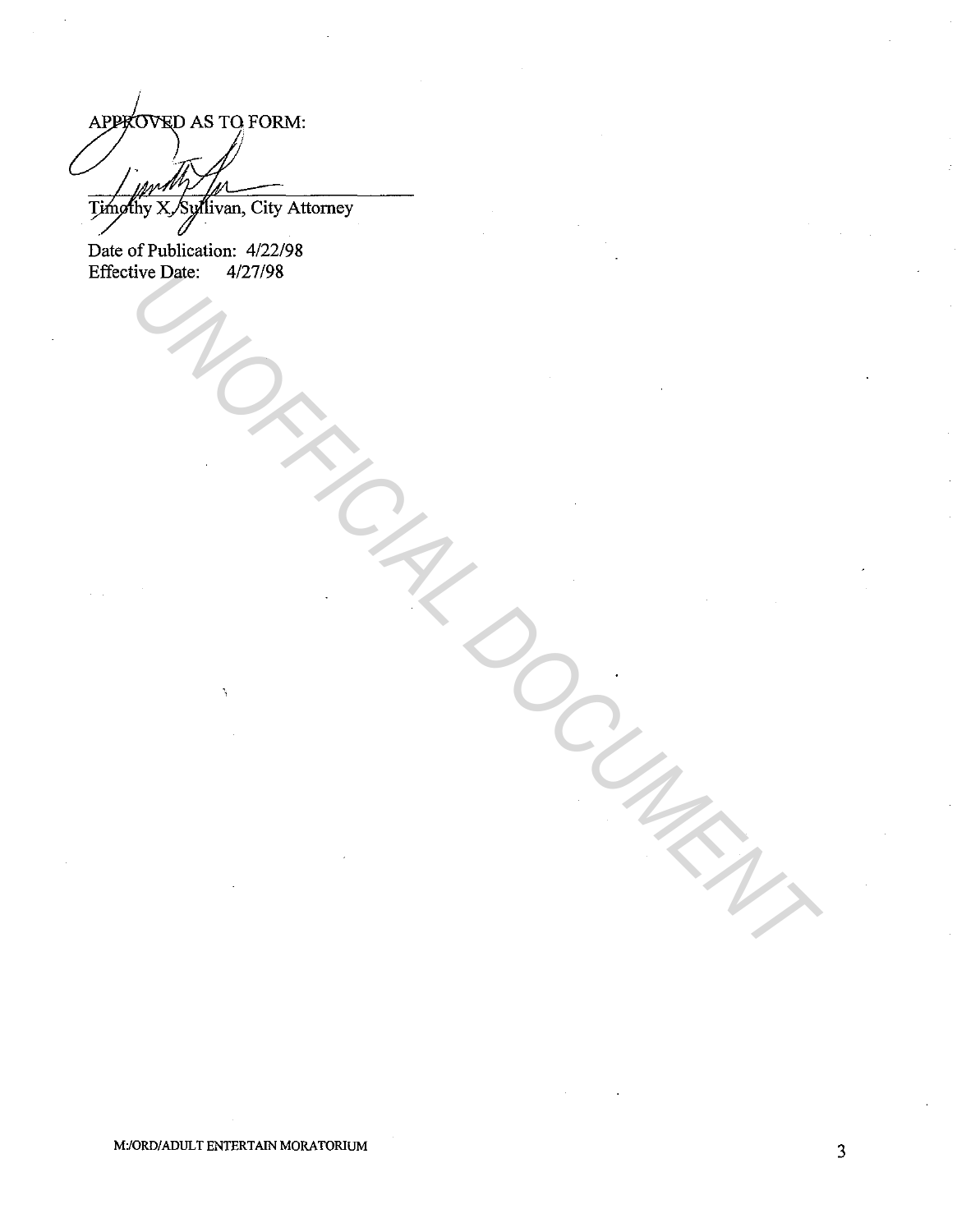APPROVED AS TO FORM:

Timothy X. Sullivan, City Attorney

Date of Publication: 4/22/98
Effective Date: 4/27/98

M:/ORD/ADULT ENTERTAIN MORATORIUM